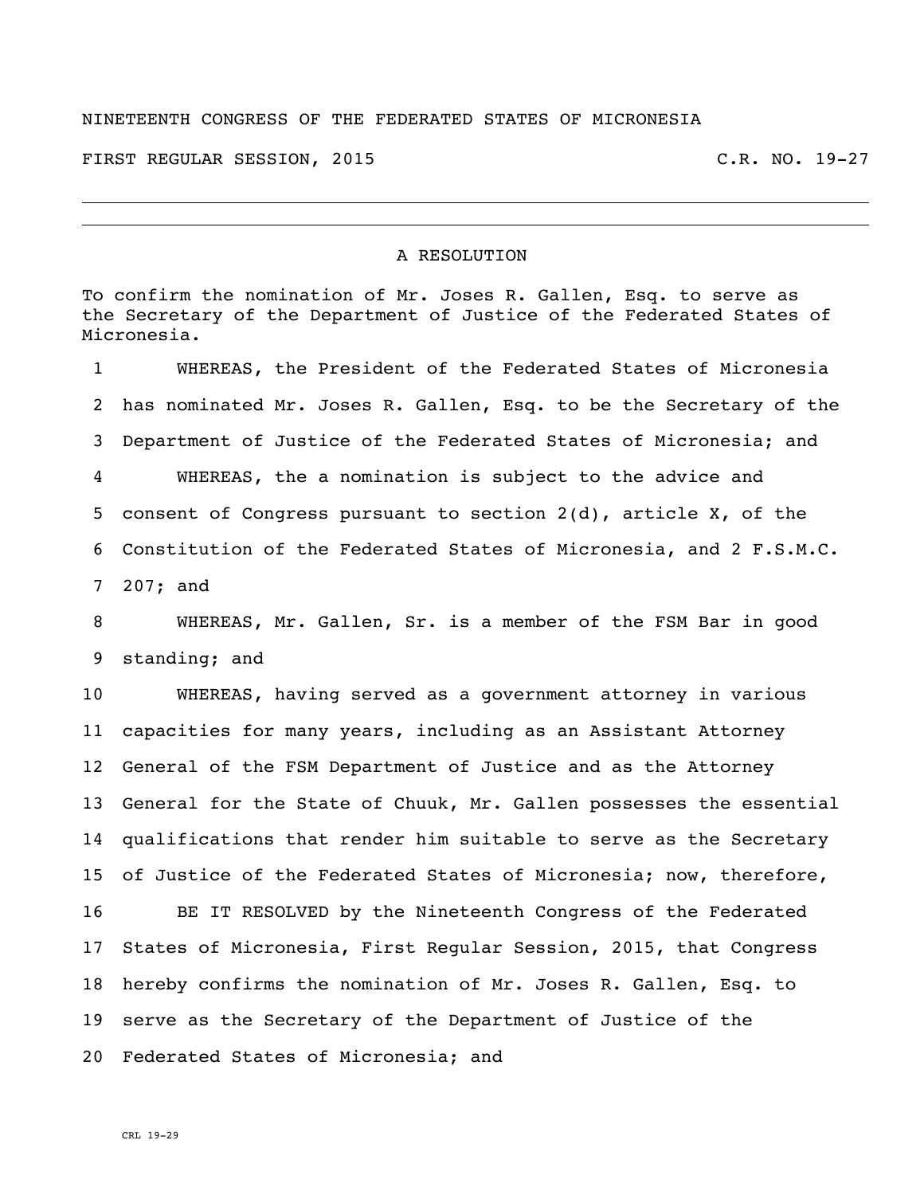NINETEENTH CONGRESS OF THE FEDERATED STATES OF MICRONESIA

FIRST REGULAR SESSION, 2015 C.R. NO. 19-27

---

# A RESOLUTION

To confirm the nomination of Mr. Joses R. Gallen, Esq. to serve as the Secretary of the Department of Justice of the Federated States of Micronesia.

1 WHEREAS, the President of the Federated States of Micronesia
2 has nominated Mr. Joses R. Gallen, Esq. to be the Secretary of the
3 Department of Justice of the Federated States of Micronesia; and
4 WHEREAS, the a nomination is subject to the advice and
5 consent of Congress pursuant to section 2(d), article X, of the
6 Constitution of the Federated States of Micronesia, and 2 F.S.M.C.
7 207; and
8 WHEREAS, Mr. Gallen, Sr. is a member of the FSM Bar in good
9 standing; and
10 WHEREAS, having served as a government attorney in various
11 capacities for many years, including as an Assistant Attorney
12 General of the FSM Department of Justice and as the Attorney
13 General for the State of Chuuk, Mr. Gallen possesses the essential
14 qualifications that render him suitable to serve as the Secretary
15 of Justice of the Federated States of Micronesia; now, therefore,
16 BE IT RESOLVED by the Nineteenth Congress of the Federated
17 States of Micronesia, First Regular Session, 2015, that Congress
18 hereby confirms the nomination of Mr. Joses R. Gallen, Esq. to
19 serve as the Secretary of the Department of Justice of the
20 Federated States of Micronesia; and

CRL 19-29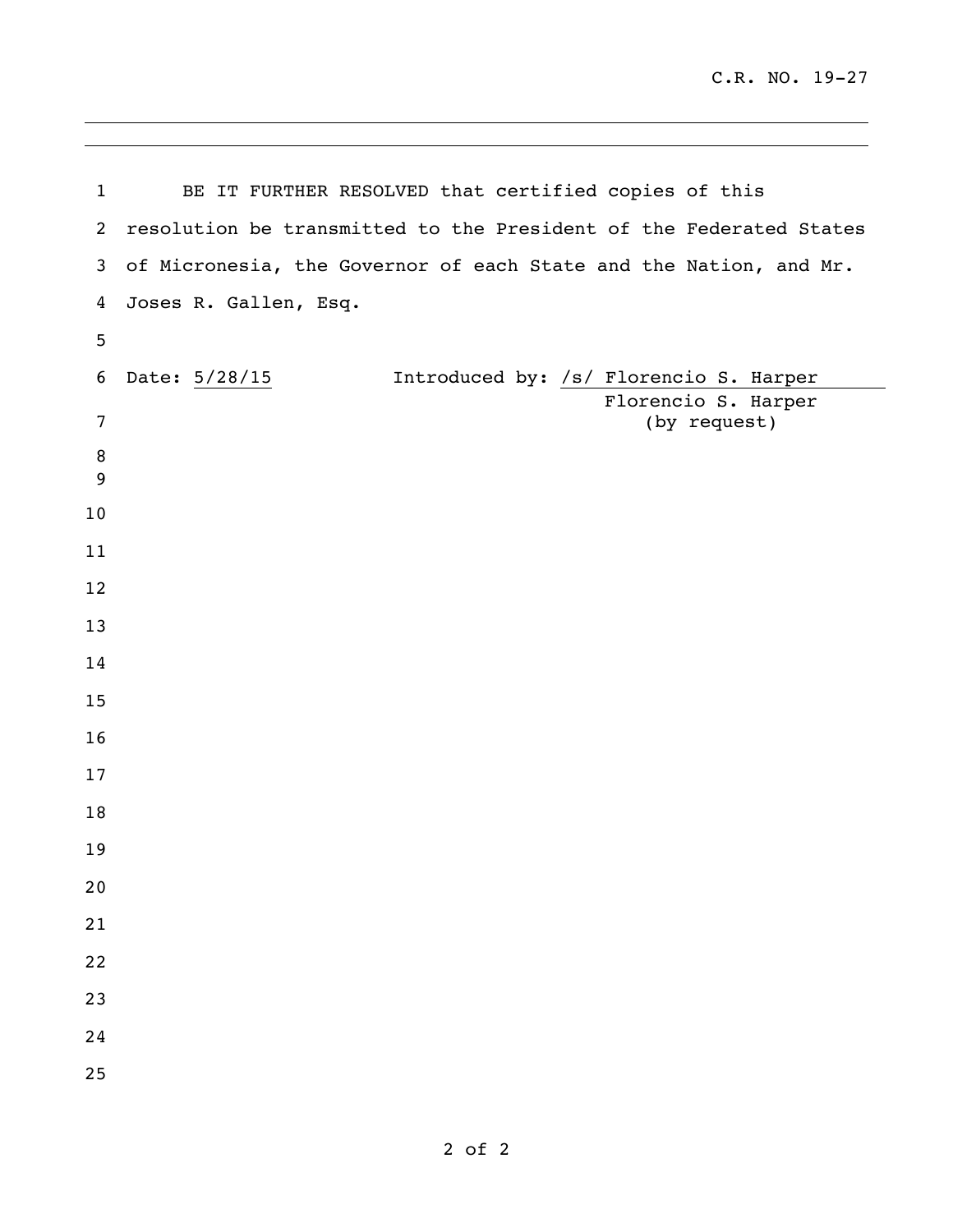BE IT FURTHER RESOLVED that certified copies of this resolution be transmitted to the President of the Federated States of Micronesia, the Governor of each State and the Nation, and Mr. Joses R. Gallen, Esq.

Date: 5/28/15

Introduced by: /s/ Florencio S. Harper

Florencio S. Harper
(by request)